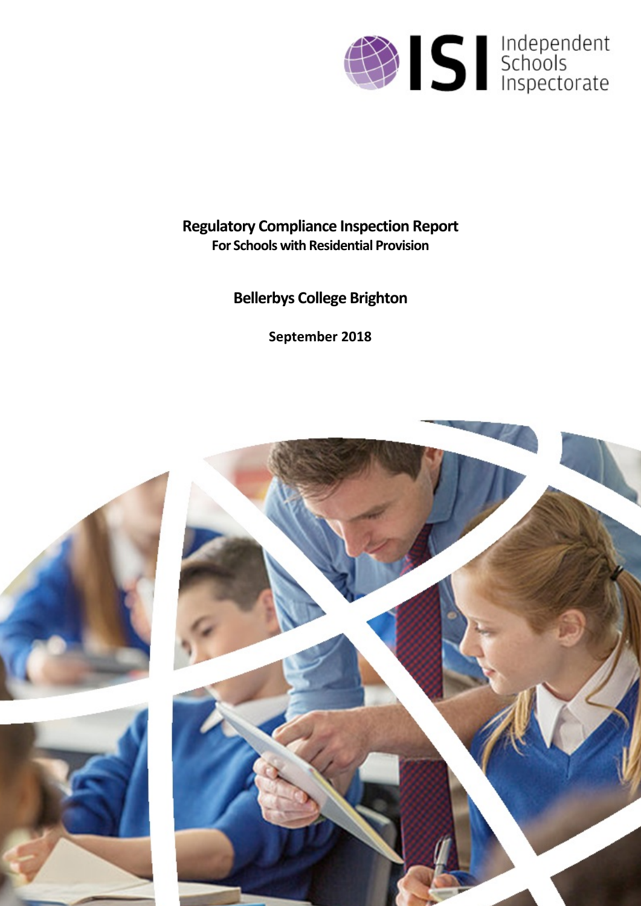Independent Schools Inspectorate

# Regulatory Compliance Inspection Report

**For Schools with Residential Provision**

## Bellerbys College Brighton

**September 2018**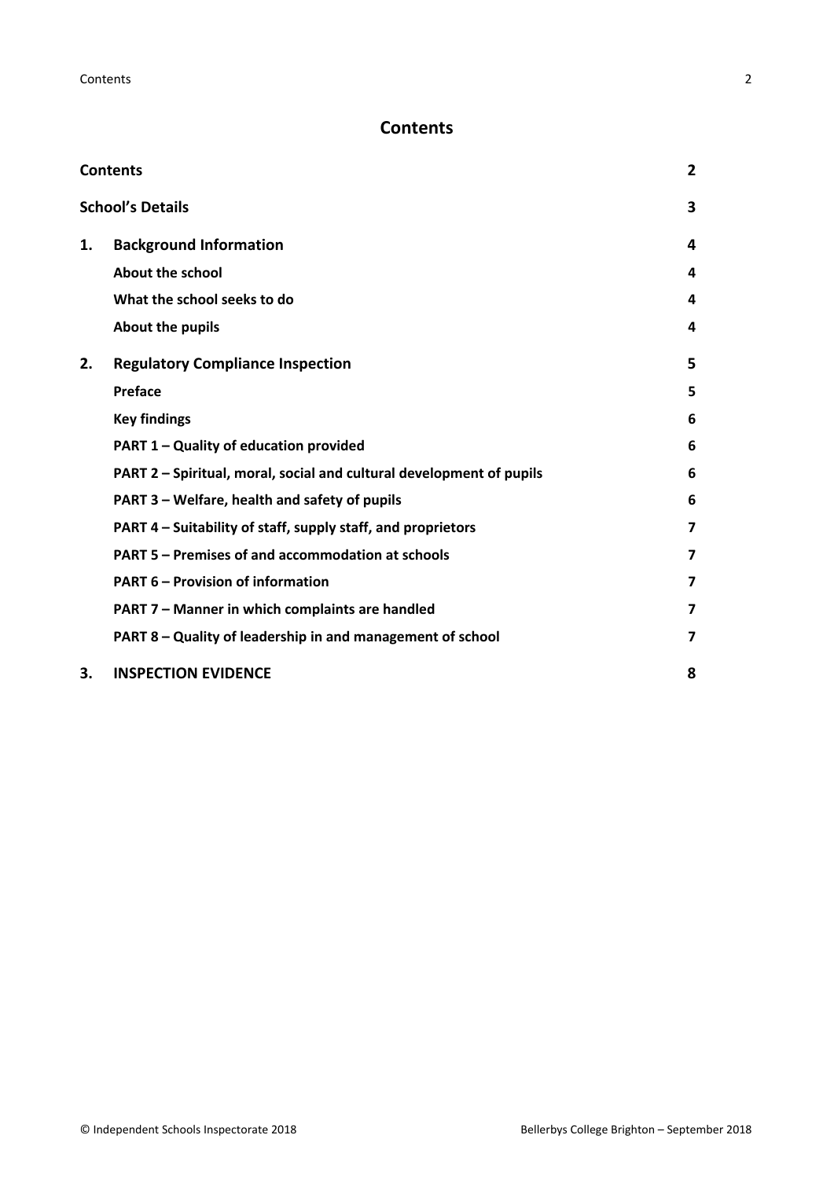# Contents

| | | |
|---|---|---|
| **Contents** | | **2** |
| **School's Details** | | **3** |
| **1.** | **Background Information** | **4** |
| | **About the school** | **4** |
| | **What the school seeks to do** | **4** |
| | **About the pupils** | **4** |
| **2.** | **Regulatory Compliance Inspection** | **5** |
| | **Preface** | **5** |
| | **Key findings** | **6** |
| | **PART 1 – Quality of education provided** | **6** |
| | **PART 2 – Spiritual, moral, social and cultural development of pupils** | **6** |
| | **PART 3 – Welfare, health and safety of pupils** | **6** |
| | **PART 4 – Suitability of staff, supply staff, and proprietors** | **7** |
| | **PART 5 – Premises of and accommodation at schools** | **7** |
| | **PART 6 – Provision of information** | **7** |
| | **PART 7 – Manner in which complaints are handled** | **7** |
| | **PART 8 – Quality of leadership in and management of school** | **7** |
| **3.** | **INSPECTION EVIDENCE** | **8** |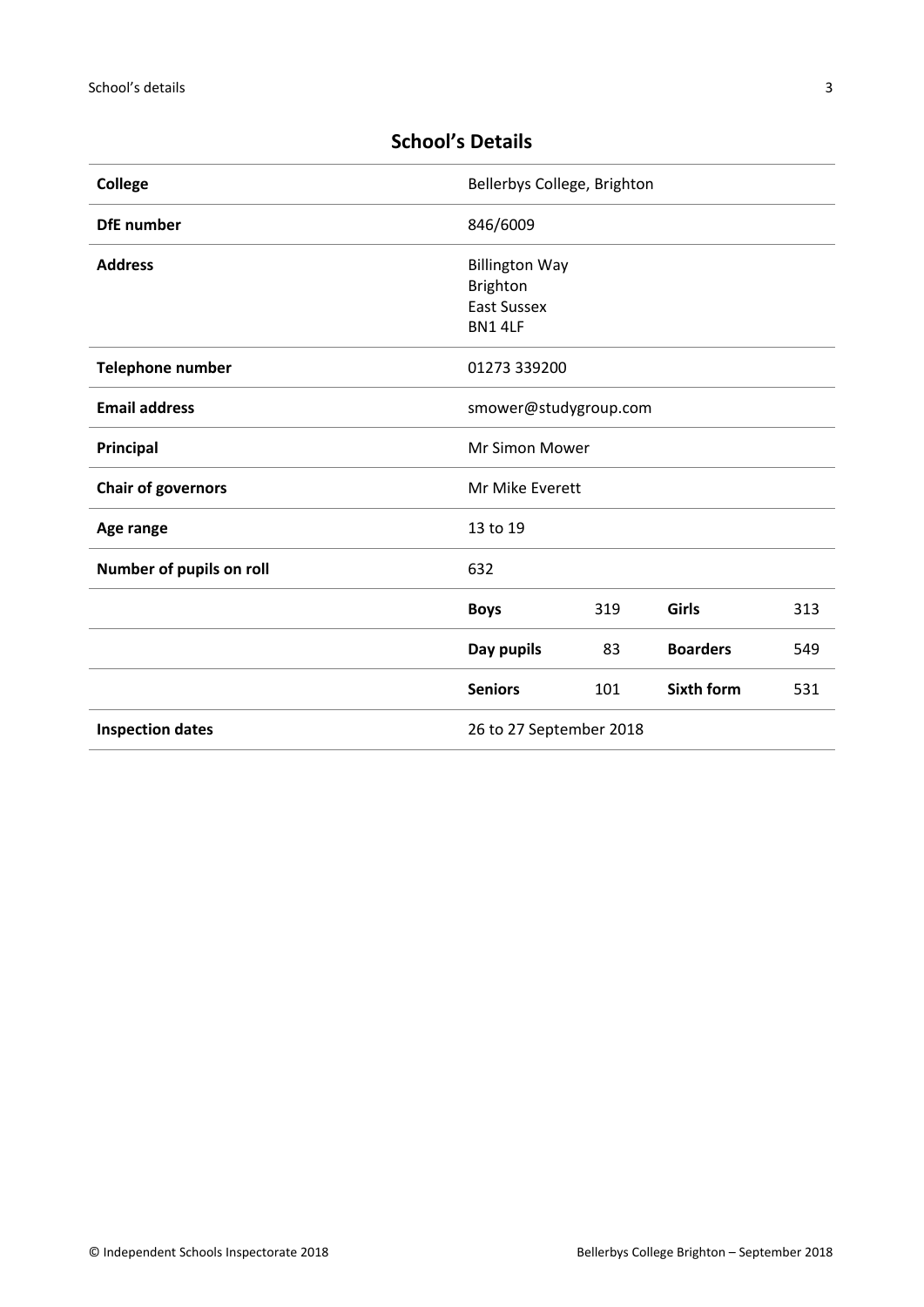## School's Details

| | | | | |
|---|---|---|---|---|
| **College** | Bellerbys College, Brighton | | | |
| **DfE number** | 846/6009 | | | |
| **Address** | Billington Way<br>Brighton<br>East Sussex<br>BN1 4LF | | | |
| **Telephone number** | 01273 339200 | | | |
| **Email address** | smower@studygroup.com | | | |
| **Principal** | Mr Simon Mower | | | |
| **Chair of governors** | Mr Mike Everett | | | |
| **Age range** | 13 to 19 | | | |
| **Number of pupils on roll** | 632 | | | |
| | **Boys** | 319 | **Girls** | 313 |
| | **Day pupils** | 83 | **Boarders** | 549 |
| | **Seniors** | 101 | **Sixth form** | 531 |
| **Inspection dates** | 26 to 27 September 2018 | | | |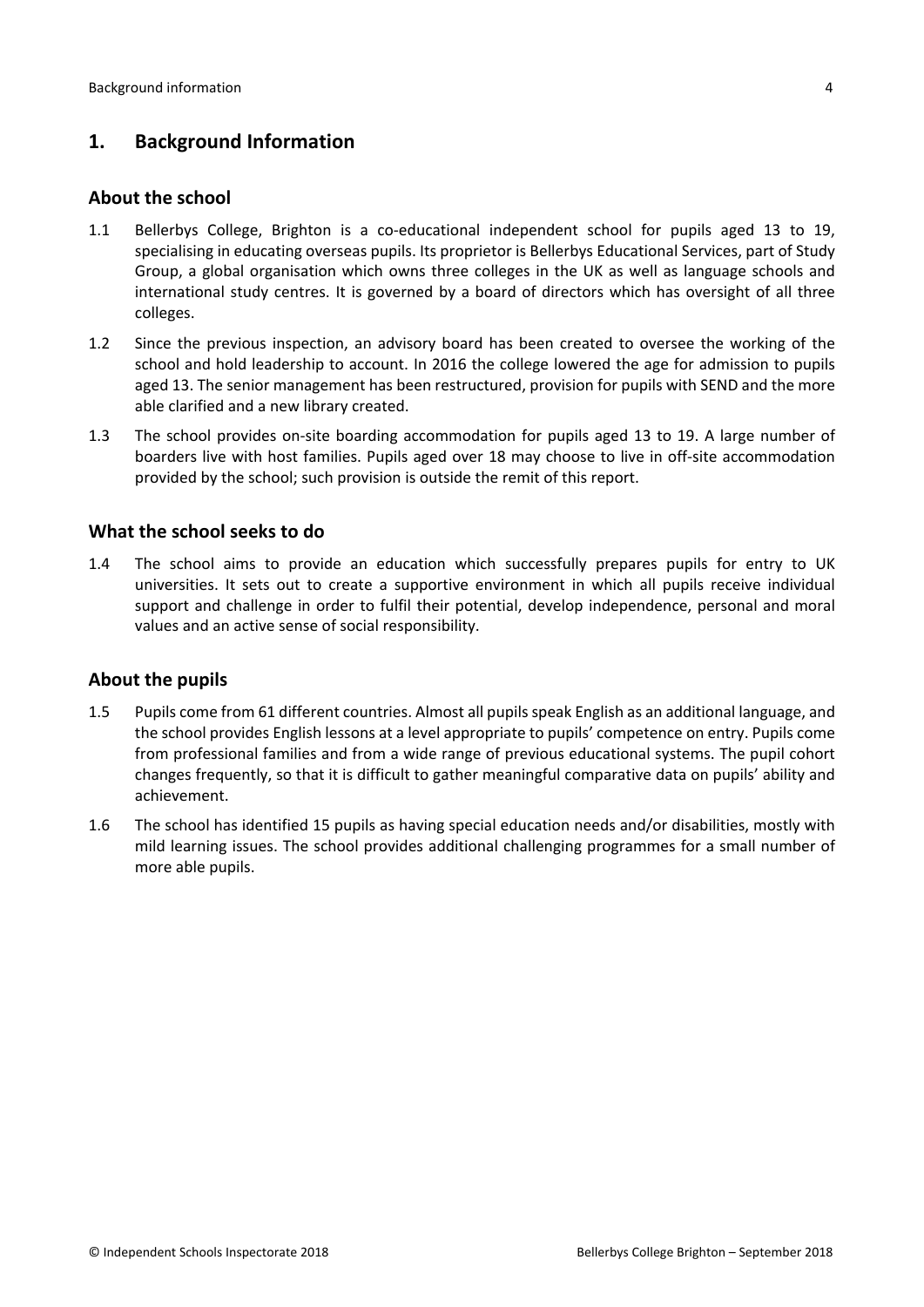## 1. Background Information

### About the school

1.1 Bellerbys College, Brighton is a co-educational independent school for pupils aged 13 to 19, specialising in educating overseas pupils. Its proprietor is Bellerbys Educational Services, part of Study Group, a global organisation which owns three colleges in the UK as well as language schools and international study centres. It is governed by a board of directors which has oversight of all three colleges.

1.2 Since the previous inspection, an advisory board has been created to oversee the working of the school and hold leadership to account. In 2016 the college lowered the age for admission to pupils aged 13. The senior management has been restructured, provision for pupils with SEND and the more able clarified and a new library created.

1.3 The school provides on-site boarding accommodation for pupils aged 13 to 19. A large number of boarders live with host families. Pupils aged over 18 may choose to live in off-site accommodation provided by the school; such provision is outside the remit of this report.

### What the school seeks to do

1.4 The school aims to provide an education which successfully prepares pupils for entry to UK universities. It sets out to create a supportive environment in which all pupils receive individual support and challenge in order to fulfil their potential, develop independence, personal and moral values and an active sense of social responsibility.

### About the pupils

1.5 Pupils come from 61 different countries. Almost all pupils speak English as an additional language, and the school provides English lessons at a level appropriate to pupils' competence on entry. Pupils come from professional families and from a wide range of previous educational systems. The pupil cohort changes frequently, so that it is difficult to gather meaningful comparative data on pupils' ability and achievement.

1.6 The school has identified 15 pupils as having special education needs and/or disabilities, mostly with mild learning issues. The school provides additional challenging programmes for a small number of more able pupils.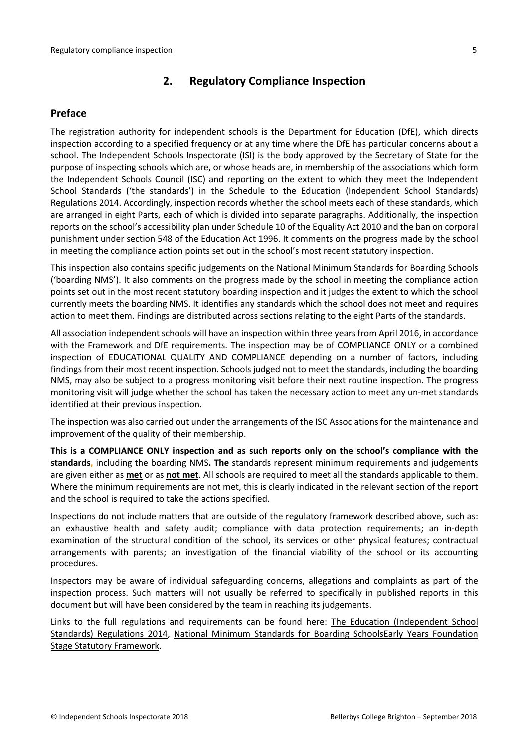## 2. Regulatory Compliance Inspection

### Preface

The registration authority for independent schools is the Department for Education (DfE), which directs inspection according to a specified frequency or at any time where the DfE has particular concerns about a school. The Independent Schools Inspectorate (ISI) is the body approved by the Secretary of State for the purpose of inspecting schools which are, or whose heads are, in membership of the associations which form the Independent Schools Council (ISC) and reporting on the extent to which they meet the Independent School Standards ('the standards') in the Schedule to the Education (Independent School Standards) Regulations 2014. Accordingly, inspection records whether the school meets each of these standards, which are arranged in eight Parts, each of which is divided into separate paragraphs. Additionally, the inspection reports on the school's accessibility plan under Schedule 10 of the Equality Act 2010 and the ban on corporal punishment under section 548 of the Education Act 1996. It comments on the progress made by the school in meeting the compliance action points set out in the school's most recent statutory inspection.

This inspection also contains specific judgements on the National Minimum Standards for Boarding Schools ('boarding NMS'). It also comments on the progress made by the school in meeting the compliance action points set out in the most recent statutory boarding inspection and it judges the extent to which the school currently meets the boarding NMS. It identifies any standards which the school does not meet and requires action to meet them. Findings are distributed across sections relating to the eight Parts of the standards.

All association independent schools will have an inspection within three years from April 2016, in accordance with the Framework and DfE requirements. The inspection may be of COMPLIANCE ONLY or a combined inspection of EDUCATIONAL QUALITY AND COMPLIANCE depending on a number of factors, including findings from their most recent inspection. Schools judged not to meet the standards, including the boarding NMS, may also be subject to a progress monitoring visit before their next routine inspection. The progress monitoring visit will judge whether the school has taken the necessary action to meet any un-met standards identified at their previous inspection.

The inspection was also carried out under the arrangements of the ISC Associations for the maintenance and improvement of the quality of their membership.

**This is a COMPLIANCE ONLY inspection and as such reports only on the school's compliance with the standards,** including the boarding NMS**. The** standards represent minimum requirements and judgements are given either as **met** or as **not met**. All schools are required to meet all the standards applicable to them. Where the minimum requirements are not met, this is clearly indicated in the relevant section of the report and the school is required to take the actions specified.

Inspections do not include matters that are outside of the regulatory framework described above, such as: an exhaustive health and safety audit; compliance with data protection requirements; an in-depth examination of the structural condition of the school, its services or other physical features; contractual arrangements with parents; an investigation of the financial viability of the school or its accounting procedures.

Inspectors may be aware of individual safeguarding concerns, allegations and complaints as part of the inspection process. Such matters will not usually be referred to specifically in published reports in this document but will have been considered by the team in reaching its judgements.

Links to the full regulations and requirements can be found here: The Education (Independent School Standards) Regulations 2014, National Minimum Standards for Boarding SchoolsEarly Years Foundation Stage Statutory Framework.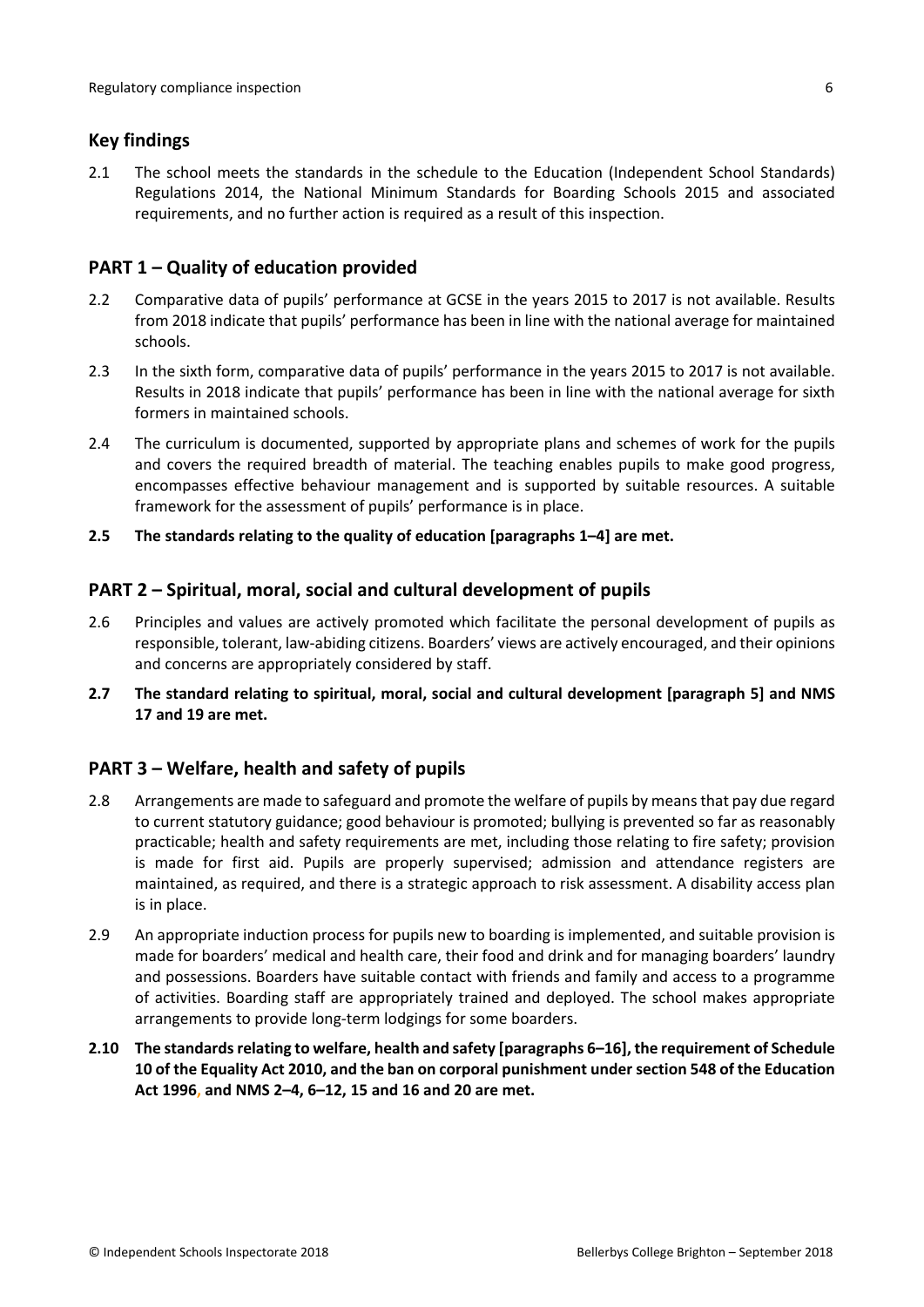## Key findings

2.1 The school meets the standards in the schedule to the Education (Independent School Standards) Regulations 2014, the National Minimum Standards for Boarding Schools 2015 and associated requirements, and no further action is required as a result of this inspection.

## PART 1 – Quality of education provided

2.2 Comparative data of pupils' performance at GCSE in the years 2015 to 2017 is not available. Results from 2018 indicate that pupils' performance has been in line with the national average for maintained schools.

2.3 In the sixth form, comparative data of pupils' performance in the years 2015 to 2017 is not available. Results in 2018 indicate that pupils' performance has been in line with the national average for sixth formers in maintained schools.

2.4 The curriculum is documented, supported by appropriate plans and schemes of work for the pupils and covers the required breadth of material. The teaching enables pupils to make good progress, encompasses effective behaviour management and is supported by suitable resources. A suitable framework for the assessment of pupils' performance is in place.

**2.5 The standards relating to the quality of education [paragraphs 1–4] are met.**

## PART 2 – Spiritual, moral, social and cultural development of pupils

2.6 Principles and values are actively promoted which facilitate the personal development of pupils as responsible, tolerant, law-abiding citizens. Boarders' views are actively encouraged, and their opinions and concerns are appropriately considered by staff.

**2.7 The standard relating to spiritual, moral, social and cultural development [paragraph 5] and NMS 17 and 19 are met.**

## PART 3 – Welfare, health and safety of pupils

2.8 Arrangements are made to safeguard and promote the welfare of pupils by means that pay due regard to current statutory guidance; good behaviour is promoted; bullying is prevented so far as reasonably practicable; health and safety requirements are met, including those relating to fire safety; provision is made for first aid. Pupils are properly supervised; admission and attendance registers are maintained, as required, and there is a strategic approach to risk assessment. A disability access plan is in place.

2.9 An appropriate induction process for pupils new to boarding is implemented, and suitable provision is made for boarders' medical and health care, their food and drink and for managing boarders' laundry and possessions. Boarders have suitable contact with friends and family and access to a programme of activities. Boarding staff are appropriately trained and deployed. The school makes appropriate arrangements to provide long-term lodgings for some boarders.

**2.10 The standards relating to welfare, health and safety [paragraphs 6–16], the requirement of Schedule 10 of the Equality Act 2010, and the ban on corporal punishment under section 548 of the Education Act 1996, and NMS 2–4, 6–12, 15 and 16 and 20 are met.**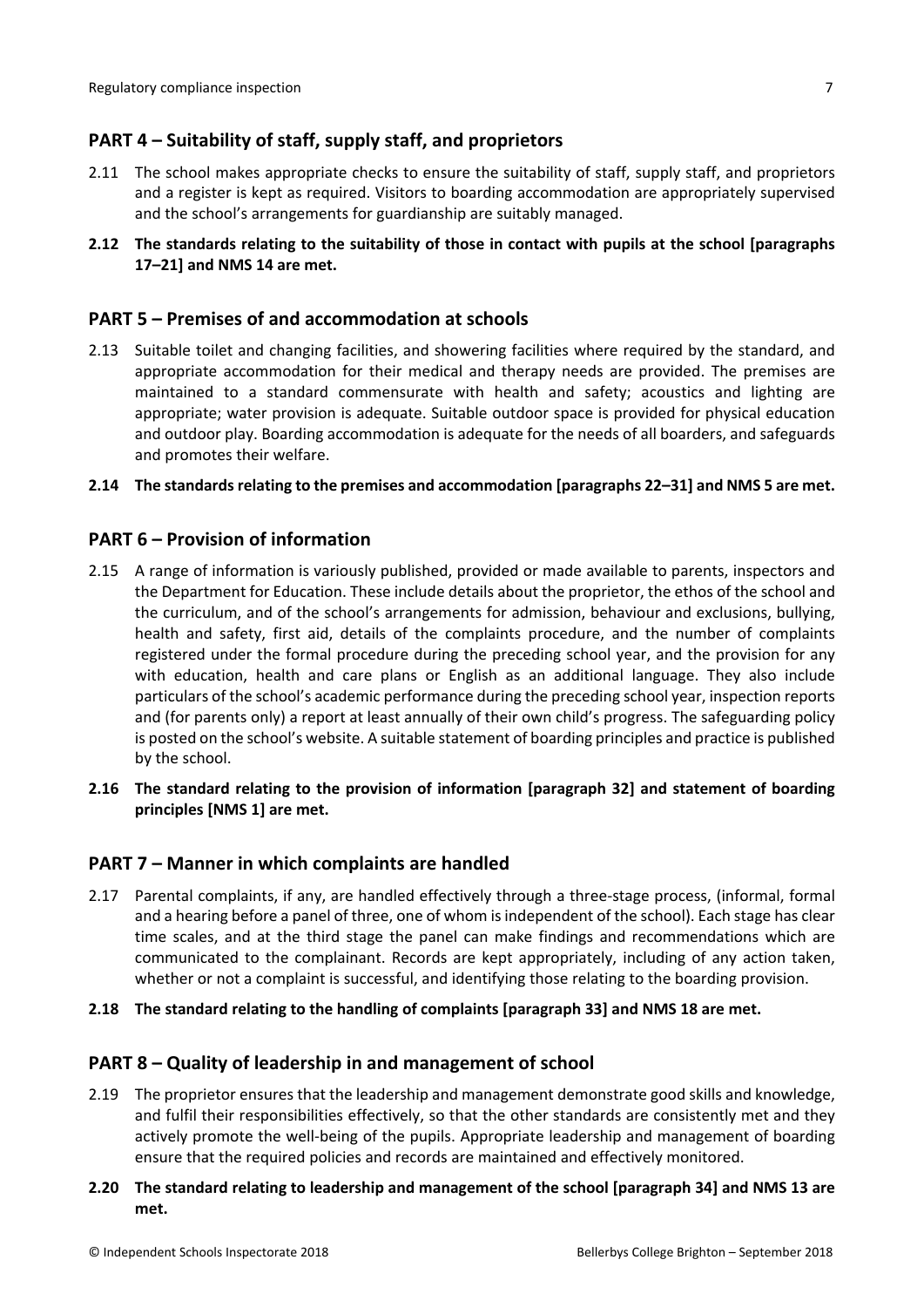## PART 4 – Suitability of staff, supply staff, and proprietors

2.11 The school makes appropriate checks to ensure the suitability of staff, supply staff, and proprietors and a register is kept as required. Visitors to boarding accommodation are appropriately supervised and the school's arrangements for guardianship are suitably managed.

**2.12 The standards relating to the suitability of those in contact with pupils at the school [paragraphs 17–21] and NMS 14 are met.**

## PART 5 – Premises of and accommodation at schools

2.13 Suitable toilet and changing facilities, and showering facilities where required by the standard, and appropriate accommodation for their medical and therapy needs are provided. The premises are maintained to a standard commensurate with health and safety; acoustics and lighting are appropriate; water provision is adequate. Suitable outdoor space is provided for physical education and outdoor play. Boarding accommodation is adequate for the needs of all boarders, and safeguards and promotes their welfare.

**2.14 The standards relating to the premises and accommodation [paragraphs 22–31] and NMS 5 are met.**

## PART 6 – Provision of information

2.15 A range of information is variously published, provided or made available to parents, inspectors and the Department for Education. These include details about the proprietor, the ethos of the school and the curriculum, and of the school's arrangements for admission, behaviour and exclusions, bullying, health and safety, first aid, details of the complaints procedure, and the number of complaints registered under the formal procedure during the preceding school year, and the provision for any with education, health and care plans or English as an additional language. They also include particulars of the school's academic performance during the preceding school year, inspection reports and (for parents only) a report at least annually of their own child's progress. The safeguarding policy is posted on the school's website. A suitable statement of boarding principles and practice is published by the school.

**2.16 The standard relating to the provision of information [paragraph 32] and statement of boarding principles [NMS 1] are met.**

## PART 7 – Manner in which complaints are handled

2.17 Parental complaints, if any, are handled effectively through a three-stage process, (informal, formal and a hearing before a panel of three, one of whom is independent of the school). Each stage has clear time scales, and at the third stage the panel can make findings and recommendations which are communicated to the complainant. Records are kept appropriately, including of any action taken, whether or not a complaint is successful, and identifying those relating to the boarding provision.

**2.18 The standard relating to the handling of complaints [paragraph 33] and NMS 18 are met.**

## PART 8 – Quality of leadership in and management of school

2.19 The proprietor ensures that the leadership and management demonstrate good skills and knowledge, and fulfil their responsibilities effectively, so that the other standards are consistently met and they actively promote the well-being of the pupils. Appropriate leadership and management of boarding ensure that the required policies and records are maintained and effectively monitored.

**2.20 The standard relating to leadership and management of the school [paragraph 34] and NMS 13 are met.**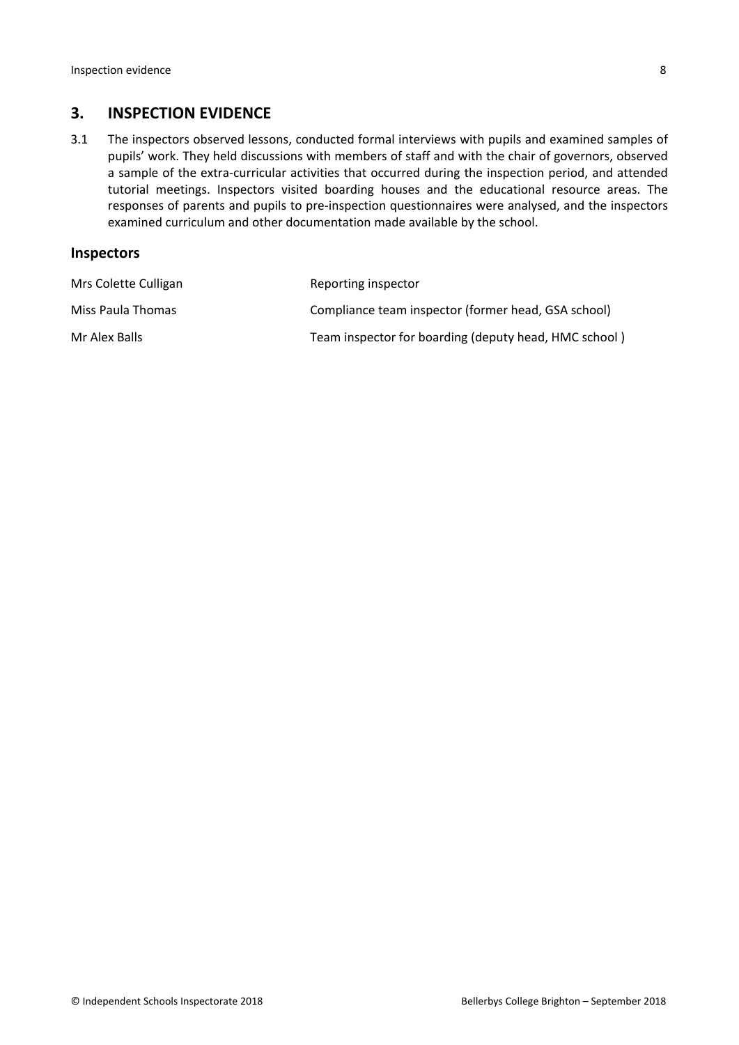## 3. INSPECTION EVIDENCE

3.1 The inspectors observed lessons, conducted formal interviews with pupils and examined samples of pupils' work. They held discussions with members of staff and with the chair of governors, observed a sample of the extra-curricular activities that occurred during the inspection period, and attended tutorial meetings. Inspectors visited boarding houses and the educational resource areas. The responses of parents and pupils to pre-inspection questionnaires were analysed, and the inspectors examined curriculum and other documentation made available by the school.

### Inspectors

| | |
|---|---|
| Mrs Colette Culligan | Reporting inspector |
| Miss Paula Thomas | Compliance team inspector (former head, GSA school) |
| Mr Alex Balls | Team inspector for boarding (deputy head, HMC school ) |